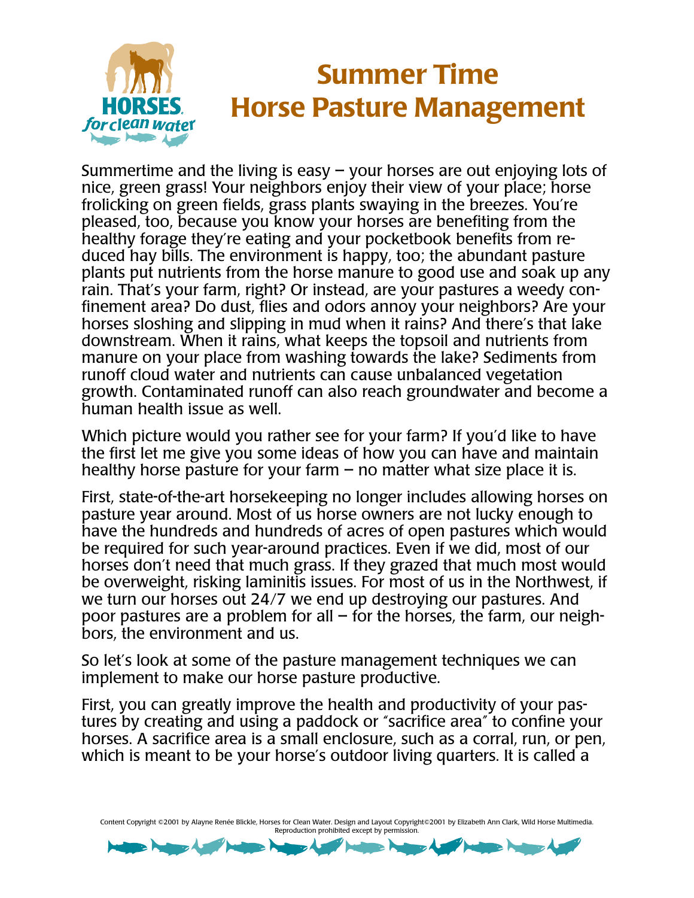# Summer Time Horse Pasture Management

Summertime and the living is easy – your horses are out enjoying lots of nice, green grass! Your neighbors enjoy their view of your place; horse frolicking on green fields, grass plants swaying in the breezes. You're pleased, too, because you know your horses are benefiting from the healthy forage they're eating and your pocketbook benefits from reduced hay bills. The environment is happy, too; the abundant pasture plants put nutrients from the horse manure to good use and soak up any rain. That's your farm, right? Or instead, are your pastures a weedy confinement area? Do dust, flies and odors annoy your neighbors? Are your horses sloshing and slipping in mud when it rains? And there's that lake downstream. When it rains, what keeps the topsoil and nutrients from manure on your place from washing towards the lake? Sediments from runoff cloud water and nutrients can cause unbalanced vegetation growth. Contaminated runoff can also reach groundwater and become a human health issue as well.

Which picture would you rather see for your farm? If you'd like to have the first let me give you some ideas of how you can have and maintain healthy horse pasture for your farm – no matter what size place it is.

First, state-of-the-art horsekeeping no longer includes allowing horses on pasture year around. Most of us horse owners are not lucky enough to have the hundreds and hundreds of acres of open pastures which would be required for such year-around practices. Even if we did, most of our horses don't need that much grass. If they grazed that much most would be overweight, risking laminitis issues. For most of us in the Northwest, if we turn our horses out 24/7 we end up destroying our pastures. And poor pastures are a problem for all – for the horses, the farm, our neighbors, the environment and us.

So let's look at some of the pasture management techniques we can implement to make our horse pasture productive.

First, you can greatly improve the health and productivity of your pastures by creating and using a paddock or "sacrifice area" to confine your horses. A sacrifice area is a small enclosure, such as a corral, run, or pen, which is meant to be your horse's outdoor living quarters. It is called a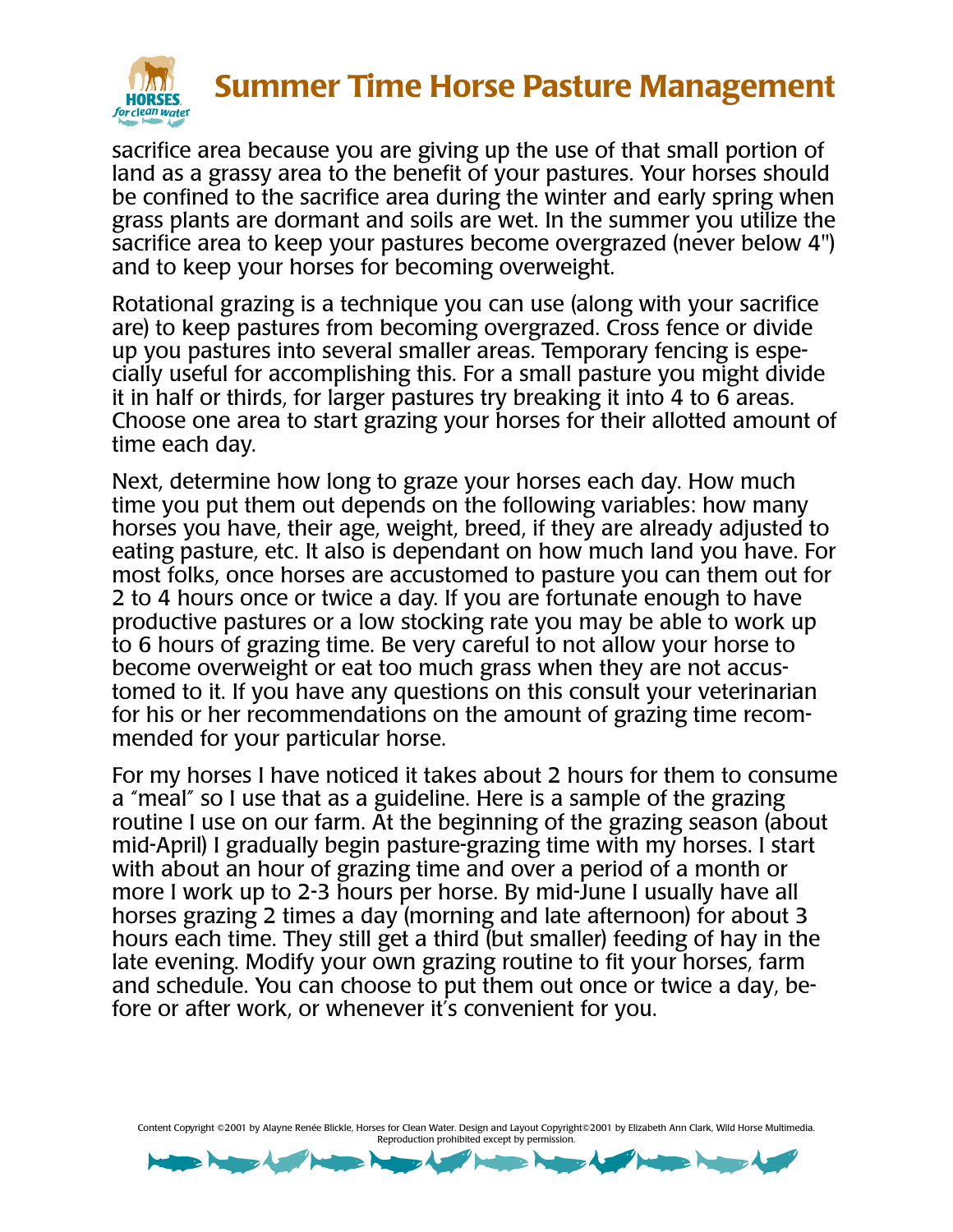sacrifice area because you are giving up the use of that small portion of land as a grassy area to the benefit of your pastures. Your horses should be confined to the sacrifice area during the winter and early spring when grass plants are dormant and soils are wet. In the summer you utilize the sacrifice area to keep your pastures become overgrazed (never below 4") and to keep your horses for becoming overweight.

Rotational grazing is a technique you can use (along with your sacrifice are) to keep pastures from becoming overgrazed. Cross fence or divide up you pastures into several smaller areas. Temporary fencing is especially useful for accomplishing this. For a small pasture you might divide it in half or thirds, for larger pastures try breaking it into 4 to 6 areas. Choose one area to start grazing your horses for their allotted amount of time each day.

Next, determine how long to graze your horses each day. How much time you put them out depends on the following variables: how many horses you have, their age, weight, breed, if they are already adjusted to eating pasture, etc. It also is dependant on how much land you have. For most folks, once horses are accustomed to pasture you can them out for 2 to 4 hours once or twice a day. If you are fortunate enough to have productive pastures or a low stocking rate you may be able to work up to 6 hours of grazing time. Be very careful to not allow your horse to become overweight or eat too much grass when they are not accustomed to it. If you have any questions on this consult your veterinarian for his or her recommendations on the amount of grazing time recommended for your particular horse.

For my horses I have noticed it takes about 2 hours for them to consume a "meal" so I use that as a guideline. Here is a sample of the grazing routine I use on our farm. At the beginning of the grazing season (about mid-April) I gradually begin pasture-grazing time with my horses. I start with about an hour of grazing time and over a period of a month or more I work up to 2-3 hours per horse. By mid-June I usually have all horses grazing 2 times a day (morning and late afternoon) for about 3 hours each time. They still get a third (but smaller) feeding of hay in the late evening. Modify your own grazing routine to fit your horses, farm and schedule. You can choose to put them out once or twice a day, before or after work, or whenever it's convenient for you.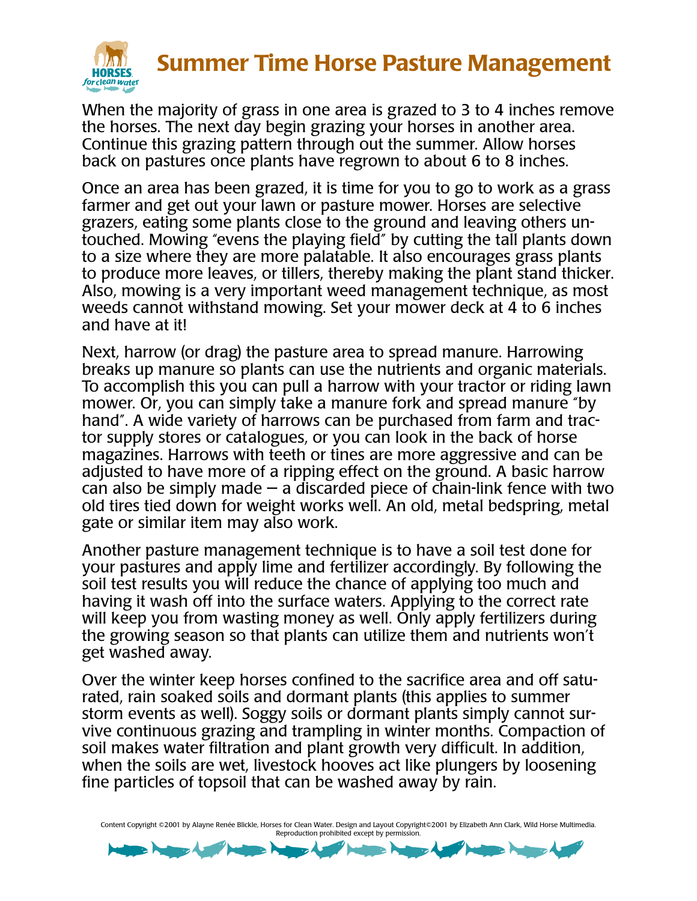# Summer Time Horse Pasture Management

When the majority of grass in one area is grazed to 3 to 4 inches remove the horses. The next day begin grazing your horses in another area. Continue this grazing pattern through out the summer. Allow horses back on pastures once plants have regrown to about 6 to 8 inches.

Once an area has been grazed, it is time for you to go to work as a grass farmer and get out your lawn or pasture mower. Horses are selective grazers, eating some plants close to the ground and leaving others untouched. Mowing "evens the playing field" by cutting the tall plants down to a size where they are more palatable. It also encourages grass plants to produce more leaves, or tillers, thereby making the plant stand thicker. Also, mowing is a very important weed management technique, as most weeds cannot withstand mowing. Set your mower deck at 4 to 6 inches and have at it!

Next, harrow (or drag) the pasture area to spread manure. Harrowing breaks up manure so plants can use the nutrients and organic materials. To accomplish this you can pull a harrow with your tractor or riding lawn mower. Or, you can simply take a manure fork and spread manure "by hand". A wide variety of harrows can be purchased from farm and tractor supply stores or catalogues, or you can look in the back of horse magazines. Harrows with teeth or tines are more aggressive and can be adjusted to have more of a ripping effect on the ground. A basic harrow can also be simply made – a discarded piece of chain-link fence with two old tires tied down for weight works well. An old, metal bedspring, metal gate or similar item may also work.

Another pasture management technique is to have a soil test done for your pastures and apply lime and fertilizer accordingly. By following the soil test results you will reduce the chance of applying too much and having it wash off into the surface waters. Applying to the correct rate will keep you from wasting money as well. Only apply fertilizers during the growing season so that plants can utilize them and nutrients won't get washed away.

Over the winter keep horses confined to the sacrifice area and off saturated, rain soaked soils and dormant plants (this applies to summer storm events as well). Soggy soils or dormant plants simply cannot survive continuous grazing and trampling in winter months. Compaction of soil makes water filtration and plant growth very difficult. In addition, when the soils are wet, livestock hooves act like plungers by loosening fine particles of topsoil that can be washed away by rain.

Content Copyright ©2001 by Alayne Renée Blickle, Horses for Clean Water. Design and Layout Copyright©2001 by Elizabeth Ann Clark, Wild Horse Multimedia. Reproduction prohibited except by permission.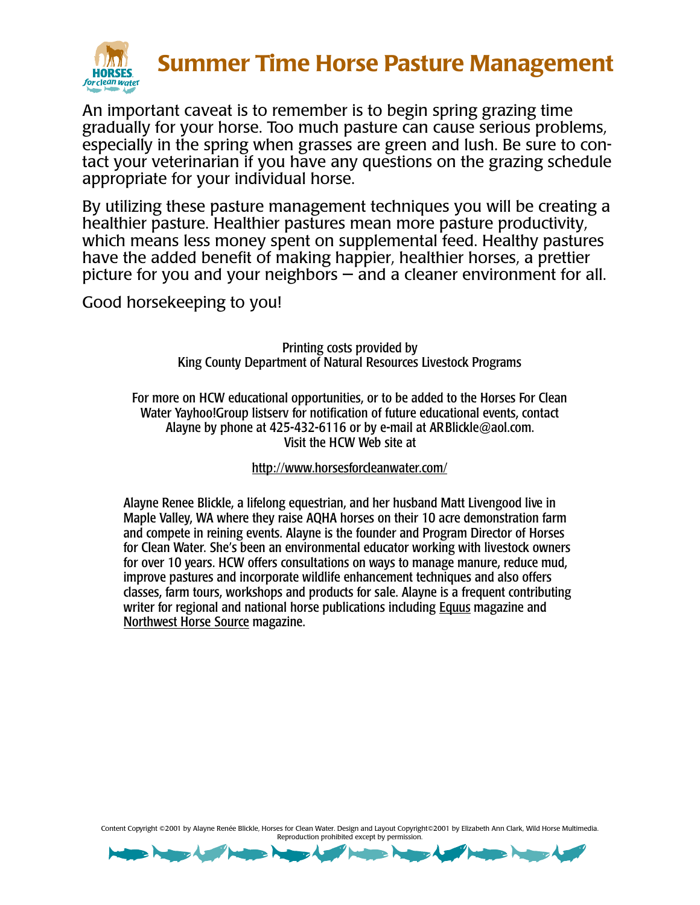# Summer Time Horse Pasture Management

An important caveat is to remember is to begin spring grazing time gradually for your horse. Too much pasture can cause serious problems, especially in the spring when grasses are green and lush. Be sure to contact your veterinarian if you have any questions on the grazing schedule appropriate for your individual horse.

By utilizing these pasture management techniques you will be creating a healthier pasture. Healthier pastures mean more pasture productivity, which means less money spent on supplemental feed. Healthy pastures have the added benefit of making happier, healthier horses, a prettier picture for you and your neighbors – and a cleaner environment for all.

Good horsekeeping to you!

Printing costs provided by
King County Department of Natural Resources Livestock Programs

For more on HCW educational opportunities, or to be added to the Horses For Clean Water Yayhoo!Group listserv for notification of future educational events, contact Alayne by phone at 425-432-6116 or by e-mail at ARBlickle@aol.com.
Visit the HCW Web site at

http://www.horsesforcleanwater.com/

Alayne Renee Blickle, a lifelong equestrian, and her husband Matt Livengood live in Maple Valley, WA where they raise AQHA horses on their 10 acre demonstration farm and compete in reining events. Alayne is the founder and Program Director of Horses for Clean Water. She's been an environmental educator working with livestock owners for over 10 years. HCW offers consultations on ways to manage manure, reduce mud, improve pastures and incorporate wildlife enhancement techniques and also offers classes, farm tours, workshops and products for sale. Alayne is a frequent contributing writer for regional and national horse publications including Equus magazine and Northwest Horse Source magazine.

Content Copyright ©2001 by Alayne Renée Blickle, Horses for Clean Water. Design and Layout Copyright©2001 by Elizabeth Ann Clark, Wild Horse Multimedia. Reproduction prohibited except by permission.